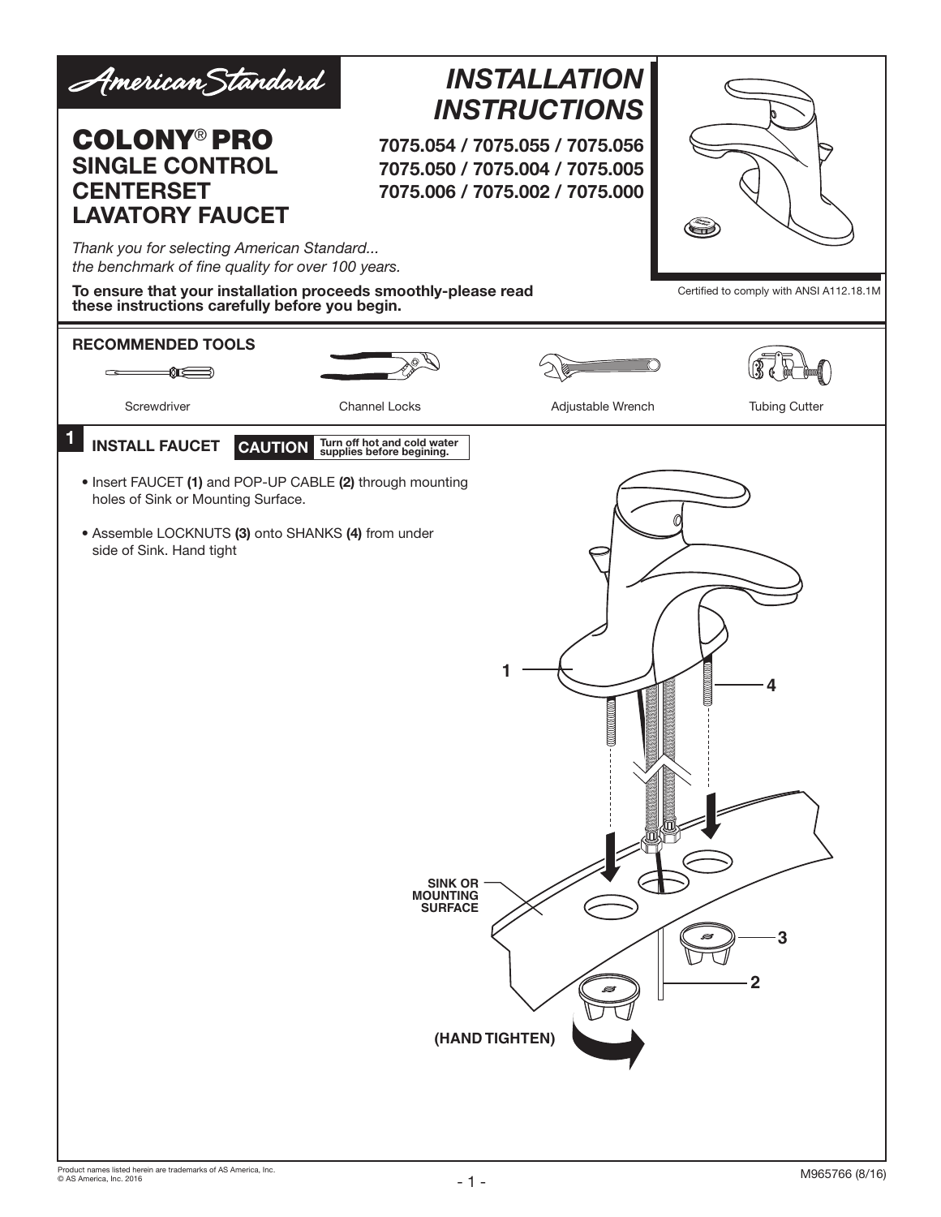American Standard

# INSTALLATION INSTRUCTIONS

## COLONY® PRO SINGLE CONTROL CENTERSET LAVATORY FAUCET

**7075.054 / 7075.055 / 7075.056**
**7075.050 / 7075.004 / 7075.005**
**7075.006 / 7075.002 / 7075.000**

*Thank you for selecting American Standard... the benchmark of fine quality for over 100 years.*

**To ensure that your installation proceeds smoothly-please read these instructions carefully before you begin.**

Certified to comply with ANSI A112.18.1M

### RECOMMENDED TOOLS

Screwdriver

Channel Locks

Adjustable Wrench

Tubing Cutter

### 1 INSTALL FAUCET

**CAUTION** Turn off hot and cold water supplies before begining.

- Insert FAUCET **(1)** and POP-UP CABLE **(2)** through mounting holes of Sink or Mounting Surface.
- Assemble LOCKNUTS **(3)** onto SHANKS **(4)** from under side of Sink. Hand tight

1

4

SINK OR MOUNTING SURFACE

3

2

(HAND TIGHTEN)

Product names listed herein are trademarks of AS America, Inc.
© AS America, Inc. 2016

M965766 (8/16)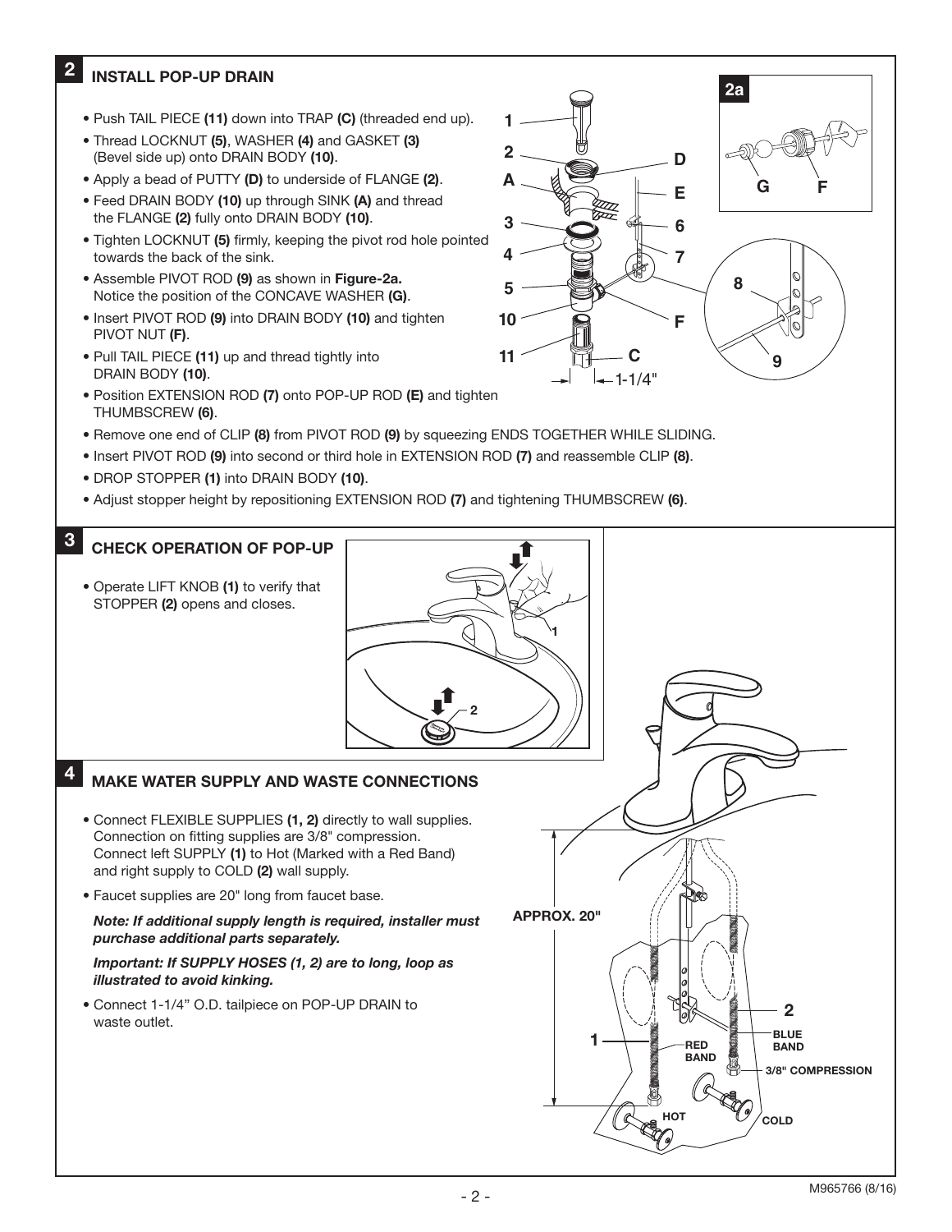## 2 INSTALL POP-UP DRAIN

- Push TAIL PIECE **(11)** down into TRAP **(C)** (threaded end up).
- Thread LOCKNUT **(5)**, WASHER **(4)** and GASKET **(3)** (Bevel side up) onto DRAIN BODY **(10)**.
- Apply a bead of PUTTY **(D)** to underside of FLANGE **(2)**.
- Feed DRAIN BODY **(10)** up through SINK **(A)** and thread the FLANGE **(2)** fully onto DRAIN BODY **(10)**.
- Tighten LOCKNUT **(5)** firmly, keeping the pivot rod hole pointed towards the back of the sink.
- Assemble PIVOT ROD **(9)** as shown in **Figure-2a.** Notice the position of the CONCAVE WASHER **(G)**.
- Insert PIVOT ROD **(9)** into DRAIN BODY **(10)** and tighten PIVOT NUT **(F)**.
- Pull TAIL PIECE **(11)** up and thread tightly into DRAIN BODY **(10)**.
- Position EXTENSION ROD **(7)** onto POP-UP ROD **(E)** and tighten THUMBSCREW **(6)**.
- Remove one end of CLIP **(8)** from PIVOT ROD **(9)** by squeezing ENDS TOGETHER WHILE SLIDING.
- Insert PIVOT ROD **(9)** into second or third hole in EXTENSION ROD **(7)** and reassemble CLIP **(8)**.
- DROP STOPPER **(1)** into DRAIN BODY **(10)**.
- Adjust stopper height by repositioning EXTENSION ROD **(7)** and tightening THUMBSCREW **(6)**.

## 3 CHECK OPERATION OF POP-UP

- Operate LIFT KNOB **(1)** to verify that STOPPER **(2)** opens and closes.

## 4 MAKE WATER SUPPLY AND WASTE CONNECTIONS

- Connect FLEXIBLE SUPPLIES **(1, 2)** directly to wall supplies. Connection on fitting supplies are 3/8" compression. Connect left SUPPLY **(1)** to Hot (Marked with a Red Band) and right supply to COLD **(2)** wall supply.
- Faucet supplies are 20" long from faucet base.

***Note: If additional supply length is required, installer must purchase additional parts separately.***

***Important: If SUPPLY HOSES (1, 2) are to long, loop as illustrated to avoid kinking.***

- Connect 1-1/4" O.D. tailpiece on POP-UP DRAIN to waste outlet.

M965766 (8/16)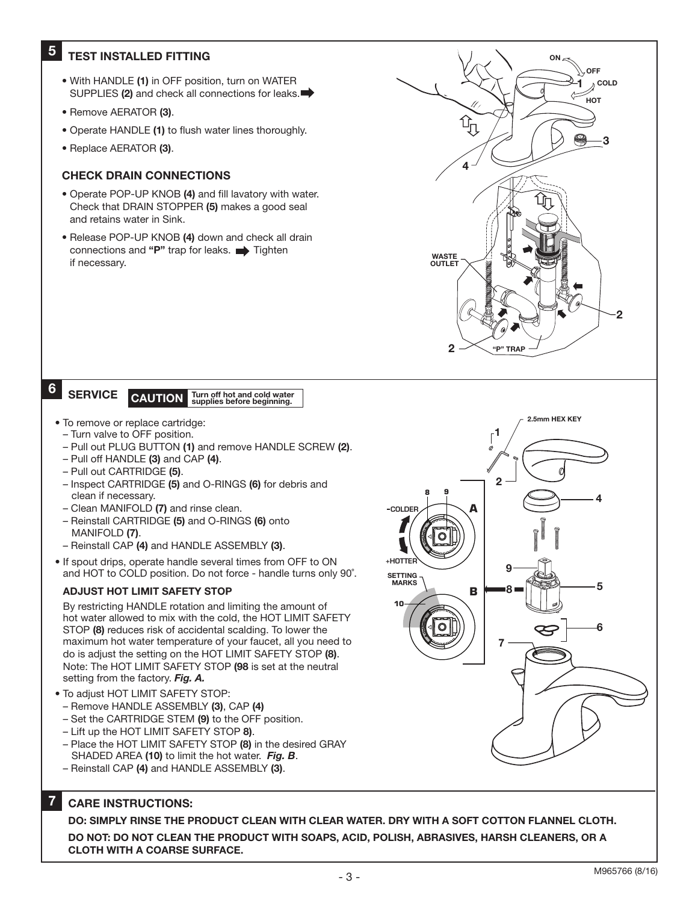## 5 TEST INSTALLED FITTING

- With HANDLE **(1)** in OFF position, turn on WATER SUPPLIES **(2)** and check all connections for leaks.
- Remove AERATOR **(3)**.
- Operate HANDLE **(1)** to flush water lines thoroughly.
- Replace AERATOR **(3)**.

### CHECK DRAIN CONNECTIONS

- Operate POP-UP KNOB **(4)** and fill lavatory with water. Check that DRAIN STOPPER **(5)** makes a good seal and retains water in Sink.
- Release POP-UP KNOB **(4)** down and check all drain connections and **"P"** trap for leaks. Tighten if necessary.

## 6 SERVICE

**CAUTION** Turn off hot and cold water supplies before beginning.

- To remove or replace cartridge:
  - Turn valve to OFF position.
  - Pull out PLUG BUTTON **(1)** and remove HANDLE SCREW **(2)**.
  - Pull off HANDLE **(3)** and CAP **(4)**.
  - Pull out CARTRIDGE **(5)**.
  - Inspect CARTRIDGE **(5)** and O-RINGS **(6)** for debris and clean if necessary.
  - Clean MANIFOLD **(7)** and rinse clean.
  - Reinstall CARTRIDGE **(5)** and O-RINGS **(6)** onto MANIFOLD **(7)**.
  - Reinstall CAP **(4)** and HANDLE ASSEMBLY **(3)**.
- If spout drips, operate handle several times from OFF to ON and HOT to COLD position. Do not force - handle turns only 90˚.

### ADJUST HOT LIMIT SAFETY STOP

By restricting HANDLE rotation and limiting the amount of hot water allowed to mix with the cold, the HOT LIMIT SAFETY STOP **(8)** reduces risk of accidental scalding. To lower the maximum hot water temperature of your faucet, all you need to do is adjust the setting on the HOT LIMIT SAFETY STOP **(8)**. Note: The HOT LIMIT SAFETY STOP **(98** is set at the neutral setting from the factory. ***Fig. A.***

- To adjust HOT LIMIT SAFETY STOP:
  - Remove HANDLE ASSEMBLY **(3)**, CAP **(4)**
  - Set the CARTRIDGE STEM **(9)** to the OFF position.
  - Lift up the HOT LIMIT SAFETY STOP **8)**.
  - Place the HOT LIMIT SAFETY STOP **(8)** in the desired GRAY SHADED AREA **(10)** to limit the hot water. ***Fig. B***.
  - Reinstall CAP **(4)** and HANDLE ASSEMBLY **(3)**.

## 7 CARE INSTRUCTIONS:

**DO: SIMPLY RINSE THE PRODUCT CLEAN WITH CLEAR WATER. DRY WITH A SOFT COTTON FLANNEL CLOTH.**

**DO NOT: DO NOT CLEAN THE PRODUCT WITH SOAPS, ACID, POLISH, ABRASIVES, HARSH CLEANERS, OR A CLOTH WITH A COARSE SURFACE.**

M965766 (8/16)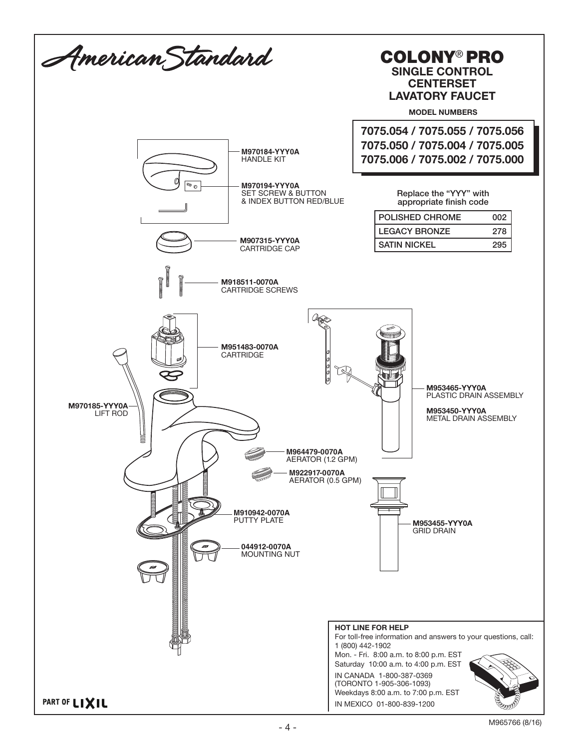American Standard

# COLONY® PRO

## SINGLE CONTROL CENTERSET LAVATORY FAUCET

**MODEL NUMBERS**

**7075.054 / 7075.055 / 7075.056**
**7075.050 / 7075.004 / 7075.005**
**7075.006 / 7075.002 / 7075.000**

Replace the "YYY" with appropriate finish code

| | |
|---|---|
| POLISHED CHROME | 002 |
| LEGACY BRONZE | 278 |
| SATIN NICKEL | 295 |

**M970184-YYY0A**
HANDLE KIT

**M970194-YYY0A**
SET SCREW & BUTTON & INDEX BUTTON RED/BLUE

**M907315-YYY0A**
CARTRIDGE CAP

**M918511-0070A**
CARTRIDGE SCREWS

**M951483-0070A**
CARTRIDGE

**M970185-YYY0A**
LIFT ROD

**M953465-YYY0A**
PLASTIC DRAIN ASSEMBLY

**M953450-YYY0A**
METAL DRAIN ASSEMBLY

**M964479-0070A**
AERATOR (1.2 GPM)

**M922917-0070A**
AERATOR (0.5 GPM)

**M910942-0070A**
PUTTY PLATE

**M953455-YYY0A**
GRID DRAIN

**044912-0070A**
MOUNTING NUT

**HOT LINE FOR HELP**
For toll-free information and answers to your questions, call:
1 (800) 442-1902
Mon. - Fri. 8:00 a.m. to 8:00 p.m. EST
Saturday 10:00 a.m. to 4:00 p.m. EST
IN CANADA 1-800-387-0369
(TORONTO 1-905-306-1093)
Weekdays 8:00 a.m. to 7:00 p.m. EST
IN MEXICO 01-800-839-1200

PART OF LIXIL

M965766 (8/16)